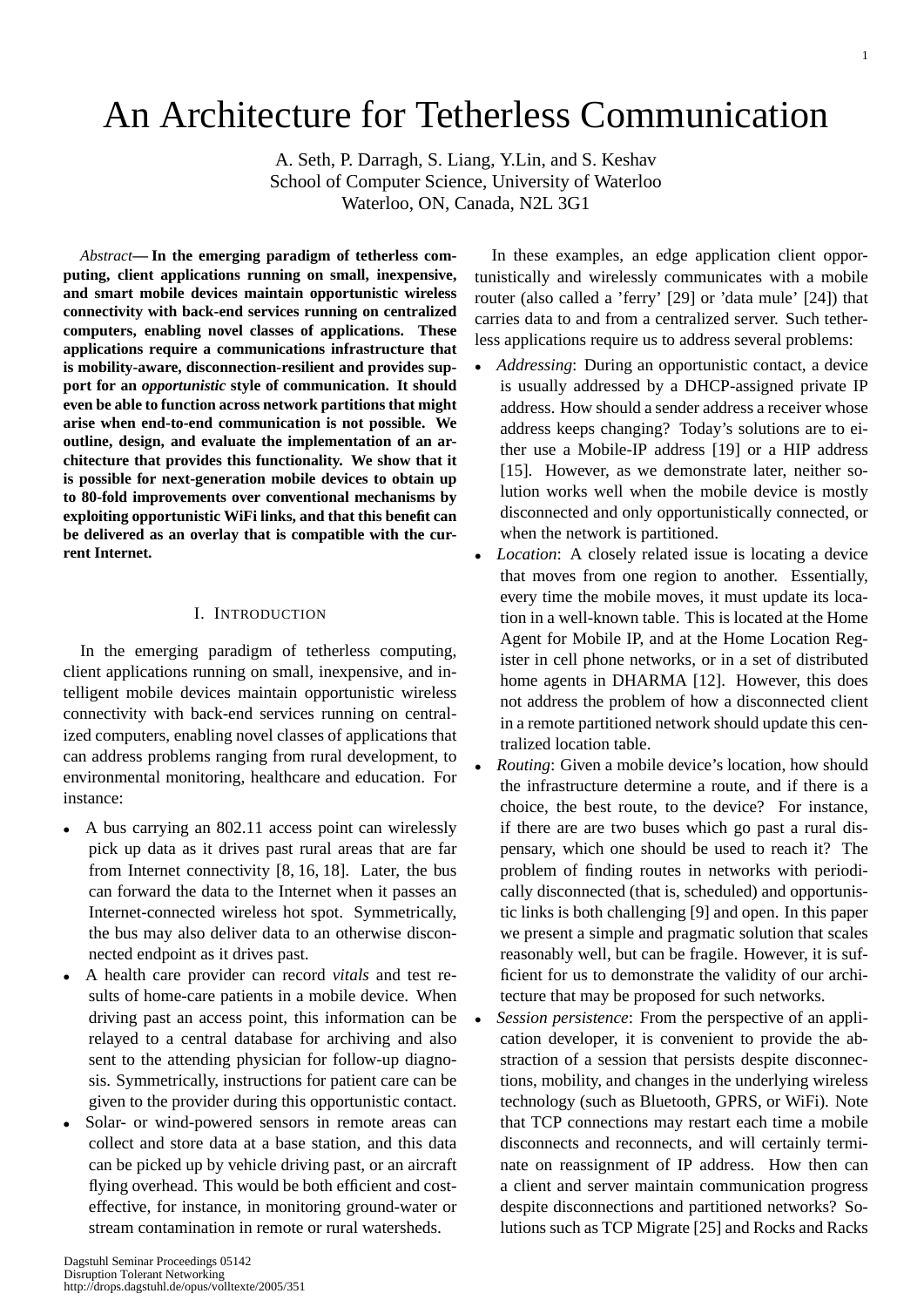# An Architecture for Tetherless Communication

A. Seth, P. Darragh, S. Liang, Y.Lin, and S. Keshav
School of Computer Science, University of Waterloo
Waterloo, ON, Canada, N2L 3G1

*Abstract*— **In the emerging paradigm of tetherless computing, client applications running on small, inexpensive, and smart mobile devices maintain opportunistic wireless connectivity with back-end services running on centralized computers, enabling novel classes of applications. These applications require a communications infrastructure that is mobility-aware, disconnection-resilient and provides support for an *opportunistic* style of communication. It should even be able to function across network partitions that might arise when end-to-end communication is not possible. We outline, design, and evaluate the implementation of an architecture that provides this functionality. We show that it is possible for next-generation mobile devices to obtain up to 80-fold improvements over conventional mechanisms by exploiting opportunistic WiFi links, and that this benefit can be delivered as an overlay that is compatible with the current Internet.**

## I. Introduction

In the emerging paradigm of tetherless computing, client applications running on small, inexpensive, and intelligent mobile devices maintain opportunistic wireless connectivity with back-end services running on centralized computers, enabling novel classes of applications that can address problems ranging from rural development, to environmental monitoring, healthcare and education. For instance:

- A bus carrying an 802.11 access point can wirelessly pick up data as it drives past rural areas that are far from Internet connectivity [8, 16, 18]. Later, the bus can forward the data to the Internet when it passes an Internet-connected wireless hot spot. Symmetrically, the bus may also deliver data to an otherwise disconnected endpoint as it drives past.
- A health care provider can record *vitals* and test results of home-care patients in a mobile device. When driving past an access point, this information can be relayed to a central database for archiving and also sent to the attending physician for follow-up diagnosis. Symmetrically, instructions for patient care can be given to the provider during this opportunistic contact.
- Solar- or wind-powered sensors in remote areas can collect and store data at a base station, and this data can be picked up by vehicle driving past, or an aircraft flying overhead. This would be both efficient and cost-effective, for instance, in monitoring ground-water or stream contamination in remote or rural watersheds.

In these examples, an edge application client opportunistically and wirelessly communicates with a mobile router (also called a 'ferry' [29] or 'data mule' [24]) that carries data to and from a centralized server. Such tetherless applications require us to address several problems:

- *Addressing*: During an opportunistic contact, a device is usually addressed by a DHCP-assigned private IP address. How should a sender address a receiver whose address keeps changing? Today's solutions are to either use a Mobile-IP address [19] or a HIP address [15]. However, as we demonstrate later, neither solution works well when the mobile device is mostly disconnected and only opportunistically connected, or when the network is partitioned.
- *Location*: A closely related issue is locating a device that moves from one region to another. Essentially, every time the mobile moves, it must update its location in a well-known table. This is located at the Home Agent for Mobile IP, and at the Home Location Register in cell phone networks, or in a set of distributed home agents in DHARMA [12]. However, this does not address the problem of how a disconnected client in a remote partitioned network should update this centralized location table.
- *Routing*: Given a mobile device's location, how should the infrastructure determine a route, and if there is a choice, the best route, to the device? For instance, if there are are two buses which go past a rural dispensary, which one should be used to reach it? The problem of finding routes in networks with periodically disconnected (that is, scheduled) and opportunistic links is both challenging [9] and open. In this paper we present a simple and pragmatic solution that scales reasonably well, but can be fragile. However, it is sufficient for us to demonstrate the validity of our architecture that may be proposed for such networks.
- *Session persistence*: From the perspective of an application developer, it is convenient to provide the abstraction of a session that persists despite disconnections, mobility, and changes in the underlying wireless technology (such as Bluetooth, GPRS, or WiFi). Note that TCP connections may restart each time a mobile disconnects and reconnects, and will certainly terminate on reassignment of IP address. How then can a client and server maintain communication progress despite disconnections and partitioned networks? Solutions such as TCP Migrate [25] and Rocks and Racks

Dagstuhl Seminar Proceedings 05142
Disruption Tolerant Networking
http://drops.dagstuhl.de/opus/volltexte/2005/351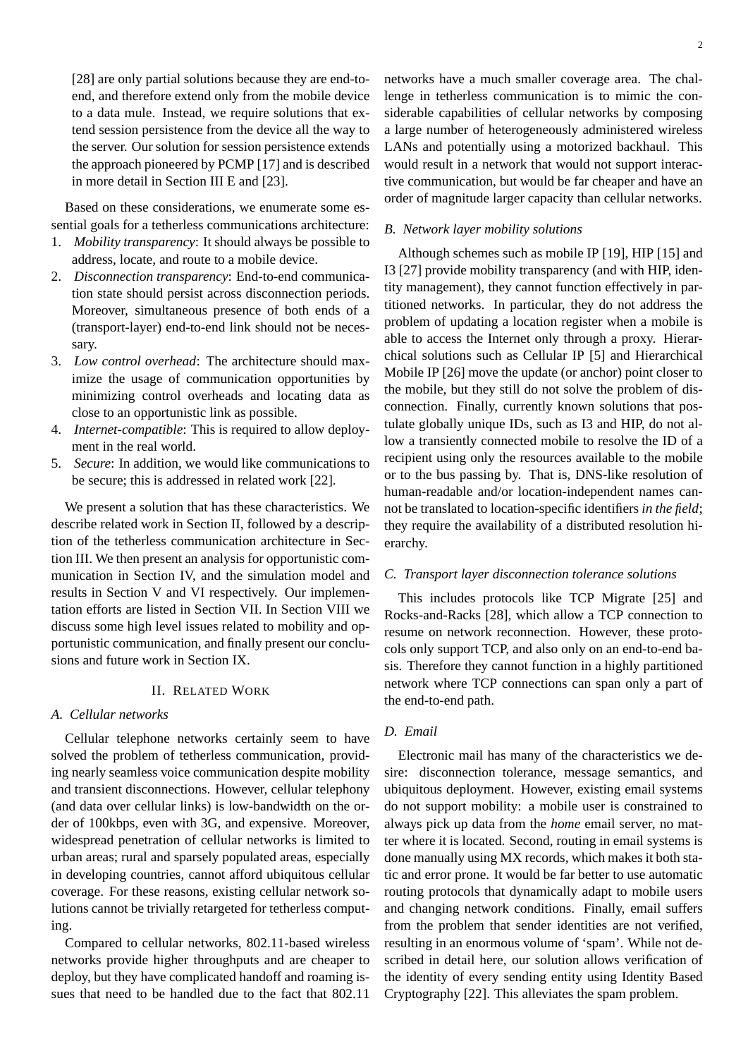[28] are only partial solutions because they are end-to-end, and therefore extend only from the mobile device to a data mule. Instead, we require solutions that extend session persistence from the device all the way to the server. Our solution for session persistence extends the approach pioneered by PCMP [17] and is described in more detail in Section III E and [23].

Based on these considerations, we enumerate some essential goals for a tetherless communications architecture:

1. *Mobility transparency*: It should always be possible to address, locate, and route to a mobile device.
2. *Disconnection transparency*: End-to-end communication state should persist across disconnection periods. Moreover, simultaneous presence of both ends of a (transport-layer) end-to-end link should not be necessary.
3. *Low control overhead*: The architecture should maximize the usage of communication opportunities by minimizing control overheads and locating data as close to an opportunistic link as possible.
4. *Internet-compatible*: This is required to allow deployment in the real world.
5. *Secure*: In addition, we would like communications to be secure; this is addressed in related work [22].

We present a solution that has these characteristics. We describe related work in Section II, followed by a description of the tetherless communication architecture in Section III. We then present an analysis for opportunistic communication in Section IV, and the simulation model and results in Section V and VI respectively. Our implementation efforts are listed in Section VII. In Section VIII we discuss some high level issues related to mobility and opportunistic communication, and finally present our conclusions and future work in Section IX.

## II. Related Work

### A. Cellular networks

Cellular telephone networks certainly seem to have solved the problem of tetherless communication, providing nearly seamless voice communication despite mobility and transient disconnections. However, cellular telephony (and data over cellular links) is low-bandwidth on the order of 100kbps, even with 3G, and expensive. Moreover, widespread penetration of cellular networks is limited to urban areas; rural and sparsely populated areas, especially in developing countries, cannot afford ubiquitous cellular coverage. For these reasons, existing cellular network solutions cannot be trivially retargeted for tetherless computing.

Compared to cellular networks, 802.11-based wireless networks provide higher throughputs and are cheaper to deploy, but they have complicated handoff and roaming issues that need to be handled due to the fact that 802.11 networks have a much smaller coverage area. The challenge in tetherless communication is to mimic the considerable capabilities of cellular networks by composing a large number of heterogeneously administered wireless LANs and potentially using a motorized backhaul. This would result in a network that would not support interactive communication, but would be far cheaper and have an order of magnitude larger capacity than cellular networks.

### B. Network layer mobility solutions

Although schemes such as mobile IP [19], HIP [15] and I3 [27] provide mobility transparency (and with HIP, identity management), they cannot function effectively in partitioned networks. In particular, they do not address the problem of updating a location register when a mobile is able to access the Internet only through a proxy. Hierarchical solutions such as Cellular IP [5] and Hierarchical Mobile IP [26] move the update (or anchor) point closer to the mobile, but they still do not solve the problem of disconnection. Finally, currently known solutions that postulate globally unique IDs, such as I3 and HIP, do not allow a transiently connected mobile to resolve the ID of a recipient using only the resources available to the mobile or to the bus passing by. That is, DNS-like resolution of human-readable and/or location-independent names cannot be translated to location-specific identifiers *in the field*; they require the availability of a distributed resolution hierarchy.

### C. Transport layer disconnection tolerance solutions

This includes protocols like TCP Migrate [25] and Rocks-and-Racks [28], which allow a TCP connection to resume on network reconnection. However, these protocols only support TCP, and also only on an end-to-end basis. Therefore they cannot function in a highly partitioned network where TCP connections can span only a part of the end-to-end path.

### D. Email

Electronic mail has many of the characteristics we desire: disconnection tolerance, message semantics, and ubiquitous deployment. However, existing email systems do not support mobility: a mobile user is constrained to always pick up data from the *home* email server, no matter where it is located. Second, routing in email systems is done manually using MX records, which makes it both static and error prone. It would be far better to use automatic routing protocols that dynamically adapt to mobile users and changing network conditions. Finally, email suffers from the problem that sender identities are not verified, resulting in an enormous volume of 'spam'. While not described in detail here, our solution allows verification of the identity of every sending entity using Identity Based Cryptography [22]. This alleviates the spam problem.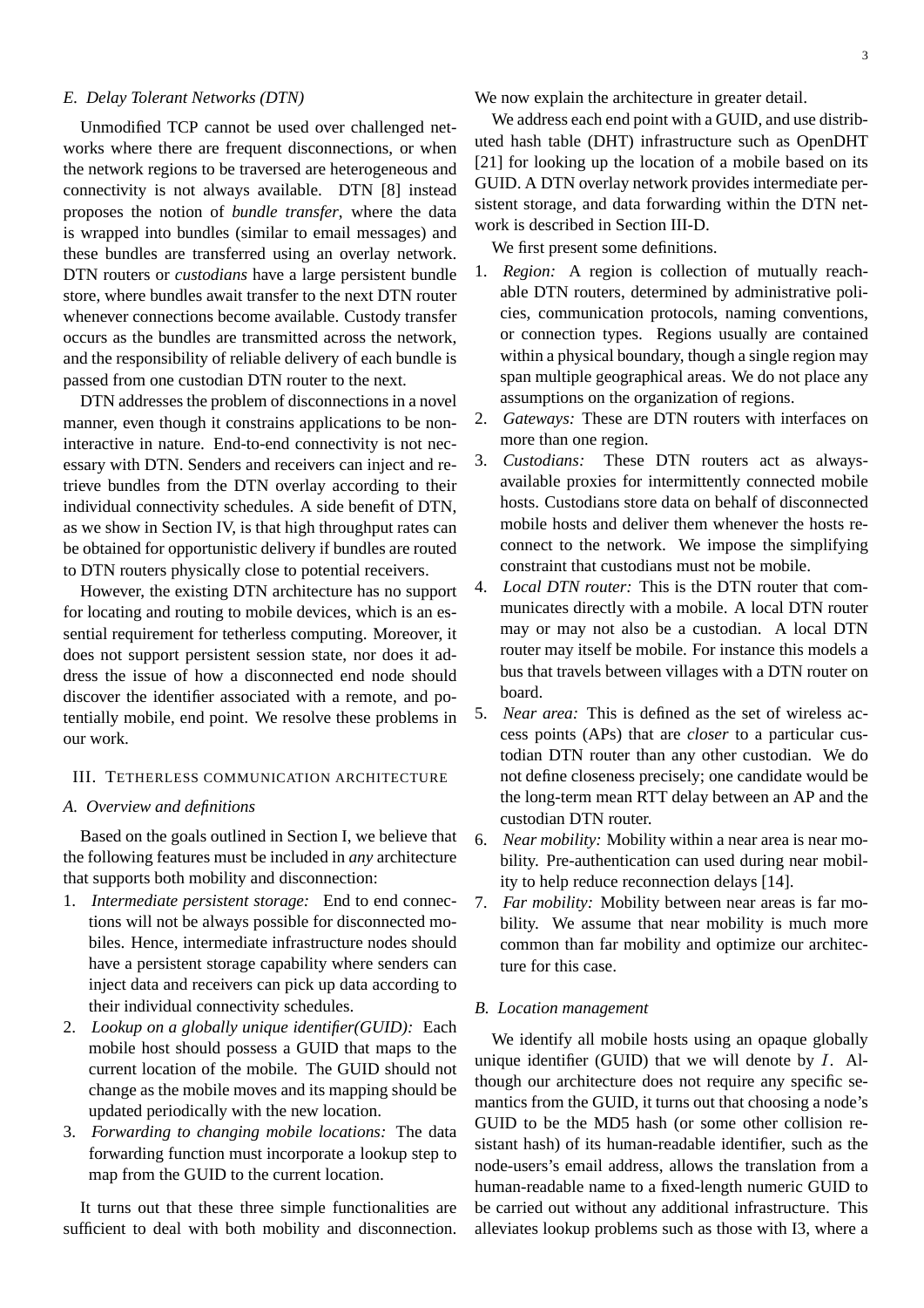### E. Delay Tolerant Networks (DTN)

Unmodified TCP cannot be used over challenged networks where there are frequent disconnections, or when the network regions to be traversed are heterogeneous and connectivity is not always available. DTN [8] instead proposes the notion of *bundle transfer*, where the data is wrapped into bundles (similar to email messages) and these bundles are transferred using an overlay network. DTN routers or *custodians* have a large persistent bundle store, where bundles await transfer to the next DTN router whenever connections become available. Custody transfer occurs as the bundles are transmitted across the network, and the responsibility of reliable delivery of each bundle is passed from one custodian DTN router to the next.

DTN addresses the problem of disconnections in a novel manner, even though it constrains applications to be non-interactive in nature. End-to-end connectivity is not necessary with DTN. Senders and receivers can inject and retrieve bundles from the DTN overlay according to their individual connectivity schedules. A side benefit of DTN, as we show in Section IV, is that high throughput rates can be obtained for opportunistic delivery if bundles are routed to DTN routers physically close to potential receivers.

However, the existing DTN architecture has no support for locating and routing to mobile devices, which is an essential requirement for tetherless computing. Moreover, it does not support persistent session state, nor does it address the issue of how a disconnected end node should discover the identifier associated with a remote, and potentially mobile, end point. We resolve these problems in our work.

## III. Tetherless communication architecture

### A. Overview and definitions

Based on the goals outlined in Section I, we believe that the following features must be included in *any* architecture that supports both mobility and disconnection:

1. *Intermediate persistent storage:* End to end connections will not be always possible for disconnected mobiles. Hence, intermediate infrastructure nodes should have a persistent storage capability where senders can inject data and receivers can pick up data according to their individual connectivity schedules.
2. *Lookup on a globally unique identifier(GUID):* Each mobile host should possess a GUID that maps to the current location of the mobile. The GUID should not change as the mobile moves and its mapping should be updated periodically with the new location.
3. *Forwarding to changing mobile locations:* The data forwarding function must incorporate a lookup step to map from the GUID to the current location.

It turns out that these three simple functionalities are sufficient to deal with both mobility and disconnection. We now explain the architecture in greater detail.

We address each end point with a GUID, and use distributed hash table (DHT) infrastructure such as OpenDHT [21] for looking up the location of a mobile based on its GUID. A DTN overlay network provides intermediate persistent storage, and data forwarding within the DTN network is described in Section III-D.

We first present some definitions.

1. *Region:* A region is collection of mutually reachable DTN routers, determined by administrative policies, communication protocols, naming conventions, or connection types. Regions usually are contained within a physical boundary, though a single region may span multiple geographical areas. We do not place any assumptions on the organization of regions.
2. *Gateways:* These are DTN routers with interfaces on more than one region.
3. *Custodians:* These DTN routers act as always-available proxies for intermittently connected mobile hosts. Custodians store data on behalf of disconnected mobile hosts and deliver them whenever the hosts reconnect to the network. We impose the simplifying constraint that custodians must not be mobile.
4. *Local DTN router:* This is the DTN router that communicates directly with a mobile. A local DTN router may or may not also be a custodian. A local DTN router may itself be mobile. For instance this models a bus that travels between villages with a DTN router on board.
5. *Near area:* This is defined as the set of wireless access points (APs) that are *closer* to a particular custodian DTN router than any other custodian. We do not define closeness precisely; one candidate would be the long-term mean RTT delay between an AP and the custodian DTN router.
6. *Near mobility:* Mobility within a near area is near mobility. Pre-authentication can used during near mobility to help reduce reconnection delays [14].
7. *Far mobility:* Mobility between near areas is far mobility. We assume that near mobility is much more common than far mobility and optimize our architecture for this case.

### B. Location management

We identify all mobile hosts using an opaque globally unique identifier (GUID) that we will denote by $I$. Although our architecture does not require any specific semantics from the GUID, it turns out that choosing a node's GUID to be the MD5 hash (or some other collision resistant hash) of its human-readable identifier, such as the node-users's email address, allows the translation from a human-readable name to a fixed-length numeric GUID to be carried out without any additional infrastructure. This alleviates lookup problems such as those with I3, where a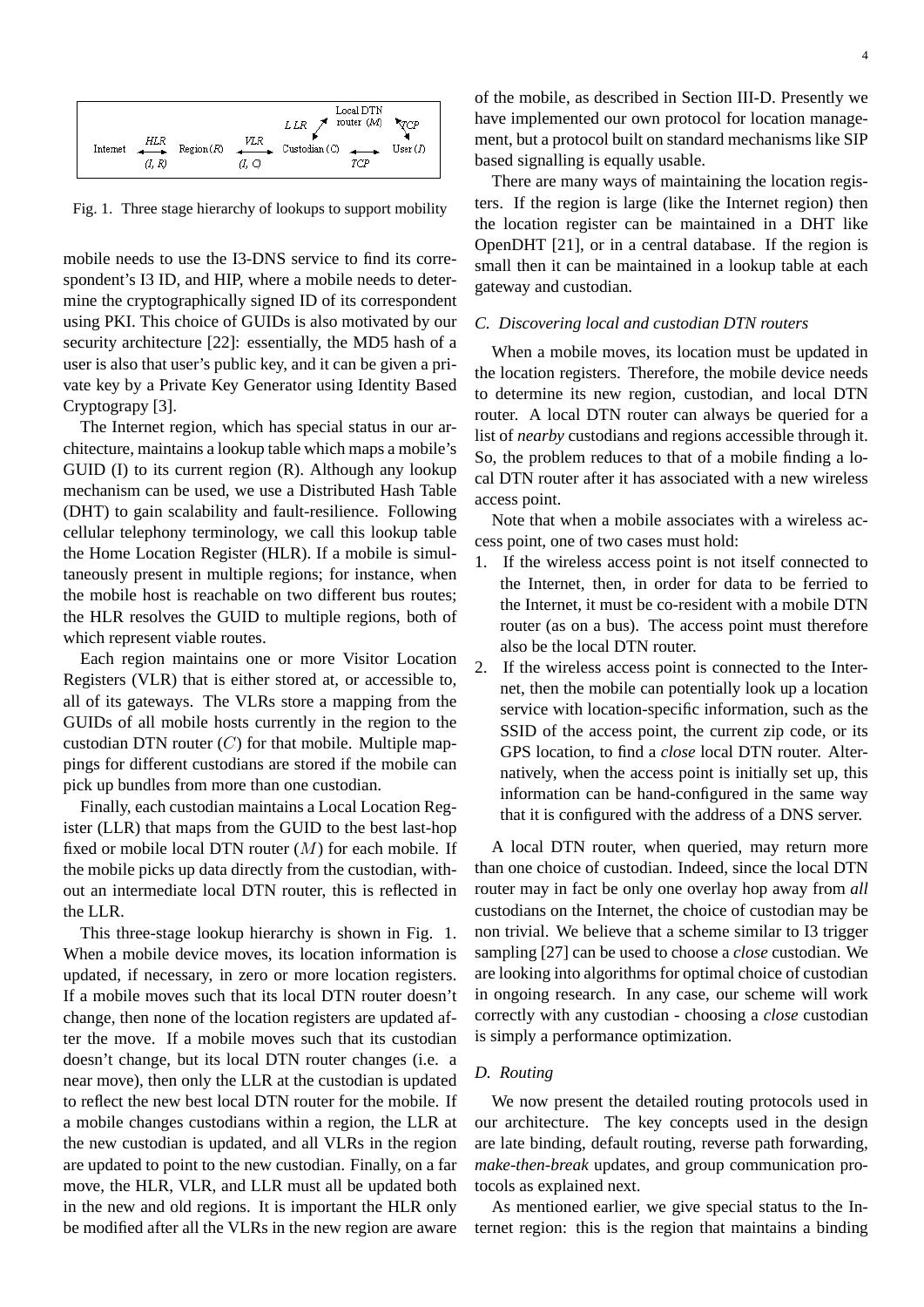Fig. 1. Three stage hierarchy of lookups to support mobility

mobile needs to use the I3-DNS service to find its correspondent's I3 ID, and HIP, where a mobile needs to determine the cryptographically signed ID of its correspondent using PKI. This choice of GUIDs is also motivated by our security architecture [22]: essentially, the MD5 hash of a user is also that user's public key, and it can be given a private key by a Private Key Generator using Identity Based Cryptograpy [3].

The Internet region, which has special status in our architecture, maintains a lookup table which maps a mobile's GUID (I) to its current region (R). Although any lookup mechanism can be used, we use a Distributed Hash Table (DHT) to gain scalability and fault-resilience. Following cellular telephony terminology, we call this lookup table the Home Location Register (HLR). If a mobile is simultaneously present in multiple regions; for instance, when the mobile host is reachable on two different bus routes; the HLR resolves the GUID to multiple regions, both of which represent viable routes.

Each region maintains one or more Visitor Location Registers (VLR) that is either stored at, or accessible to, all of its gateways. The VLRs store a mapping from the GUIDs of all mobile hosts currently in the region to the custodian DTN router ($C$) for that mobile. Multiple mappings for different custodians are stored if the mobile can pick up bundles from more than one custodian.

Finally, each custodian maintains a Local Location Register (LLR) that maps from the GUID to the best last-hop fixed or mobile local DTN router ($M$) for each mobile. If the mobile picks up data directly from the custodian, without an intermediate local DTN router, this is reflected in the LLR.

This three-stage lookup hierarchy is shown in Fig. 1. When a mobile device moves, its location information is updated, if necessary, in zero or more location registers. If a mobile moves such that its local DTN router doesn't change, then none of the location registers are updated after the move. If a mobile moves such that its custodian doesn't change, but its local DTN router changes (i.e. a near move), then only the LLR at the custodian is updated to reflect the new best local DTN router for the mobile. If a mobile changes custodians within a region, the LLR at the new custodian is updated, and all VLRs in the region are updated to point to the new custodian. Finally, on a far move, the HLR, VLR, and LLR must all be updated both in the new and old regions. It is important the HLR only be modified after all the VLRs in the new region are aware of the mobile, as described in Section III-D. Presently we have implemented our own protocol for location management, but a protocol built on standard mechanisms like SIP based signalling is equally usable.

There are many ways of maintaining the location registers. If the region is large (like the Internet region) then the location register can be maintained in a DHT like OpenDHT [21], or in a central database. If the region is small then it can be maintained in a lookup table at each gateway and custodian.

### C. Discovering local and custodian DTN routers

When a mobile moves, its location must be updated in the location registers. Therefore, the mobile device needs to determine its new region, custodian, and local DTN router. A local DTN router can always be queried for a list of *nearby* custodians and regions accessible through it. So, the problem reduces to that of a mobile finding a local DTN router after it has associated with a new wireless access point.

Note that when a mobile associates with a wireless access point, one of two cases must hold:

1. If the wireless access point is not itself connected to the Internet, then, in order for data to be ferried to the Internet, it must be co-resident with a mobile DTN router (as on a bus). The access point must therefore also be the local DTN router.
2. If the wireless access point is connected to the Internet, then the mobile can potentially look up a location service with location-specific information, such as the SSID of the access point, the current zip code, or its GPS location, to find a *close* local DTN router. Alternatively, when the access point is initially set up, this information can be hand-configured in the same way that it is configured with the address of a DNS server.

A local DTN router, when queried, may return more than one choice of custodian. Indeed, since the local DTN router may in fact be only one overlay hop away from *all* custodians on the Internet, the choice of custodian may be non trivial. We believe that a scheme similar to I3 trigger sampling [27] can be used to choose a *close* custodian. We are looking into algorithms for optimal choice of custodian in ongoing research. In any case, our scheme will work correctly with any custodian - choosing a *close* custodian is simply a performance optimization.

### D. Routing

We now present the detailed routing protocols used in our architecture. The key concepts used in the design are late binding, default routing, reverse path forwarding, *make-then-break* updates, and group communication protocols as explained next.

As mentioned earlier, we give special status to the Internet region: this is the region that maintains a binding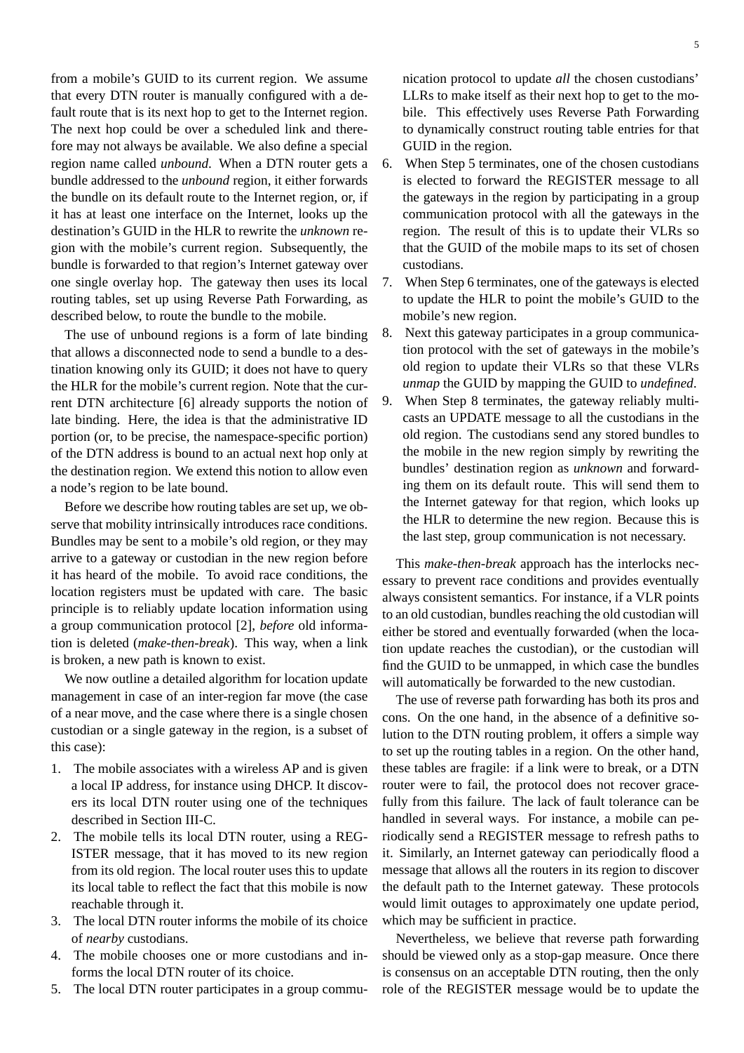from a mobile's GUID to its current region. We assume that every DTN router is manually configured with a default route that is its next hop to get to the Internet region. The next hop could be over a scheduled link and therefore may not always be available. We also define a special region name called *unbound*. When a DTN router gets a bundle addressed to the *unbound* region, it either forwards the bundle on its default route to the Internet region, or, if it has at least one interface on the Internet, looks up the destination's GUID in the HLR to rewrite the *unknown* region with the mobile's current region. Subsequently, the bundle is forwarded to that region's Internet gateway over one single overlay hop. The gateway then uses its local routing tables, set up using Reverse Path Forwarding, as described below, to route the bundle to the mobile.

The use of unbound regions is a form of late binding that allows a disconnected node to send a bundle to a destination knowing only its GUID; it does not have to query the HLR for the mobile's current region. Note that the current DTN architecture [6] already supports the notion of late binding. Here, the idea is that the administrative ID portion (or, to be precise, the namespace-specific portion) of the DTN address is bound to an actual next hop only at the destination region. We extend this notion to allow even a node's region to be late bound.

Before we describe how routing tables are set up, we observe that mobility intrinsically introduces race conditions. Bundles may be sent to a mobile's old region, or they may arrive to a gateway or custodian in the new region before it has heard of the mobile. To avoid race conditions, the location registers must be updated with care. The basic principle is to reliably update location information using a group communication protocol [2], *before* old information is deleted (*make-then-break*). This way, when a link is broken, a new path is known to exist.

We now outline a detailed algorithm for location update management in case of an inter-region far move (the case of a near move, and the case where there is a single chosen custodian or a single gateway in the region, is a subset of this case):

1. The mobile associates with a wireless AP and is given a local IP address, for instance using DHCP. It discovers its local DTN router using one of the techniques described in Section III-C.
2. The mobile tells its local DTN router, using a REGISTER message, that it has moved to its new region from its old region. The local router uses this to update its local table to reflect the fact that this mobile is now reachable through it.
3. The local DTN router informs the mobile of its choice of *nearby* custodians.
4. The mobile chooses one or more custodians and informs the local DTN router of its choice.
5. The local DTN router participates in a group communication protocol to update *all* the chosen custodians' LLRs to make itself as their next hop to get to the mobile. This effectively uses Reverse Path Forwarding to dynamically construct routing table entries for that GUID in the region.
6. When Step 5 terminates, one of the chosen custodians is elected to forward the REGISTER message to all the gateways in the region by participating in a group communication protocol with all the gateways in the region. The result of this is to update their VLRs so that the GUID of the mobile maps to its set of chosen custodians.
7. When Step 6 terminates, one of the gateways is elected to update the HLR to point the mobile's GUID to the mobile's new region.
8. Next this gateway participates in a group communication protocol with the set of gateways in the mobile's old region to update their VLRs so that these VLRs *unmap* the GUID by mapping the GUID to *undefined*.
9. When Step 8 terminates, the gateway reliably multicasts an UPDATE message to all the custodians in the old region. The custodians send any stored bundles to the mobile in the new region simply by rewriting the bundles' destination region as *unknown* and forwarding them on its default route. This will send them to the Internet gateway for that region, which looks up the HLR to determine the new region. Because this is the last step, group communication is not necessary.

This *make-then-break* approach has the interlocks necessary to prevent race conditions and provides eventually always consistent semantics. For instance, if a VLR points to an old custodian, bundles reaching the old custodian will either be stored and eventually forwarded (when the location update reaches the custodian), or the custodian will find the GUID to be unmapped, in which case the bundles will automatically be forwarded to the new custodian.

The use of reverse path forwarding has both its pros and cons. On the one hand, in the absence of a definitive solution to the DTN routing problem, it offers a simple way to set up the routing tables in a region. On the other hand, these tables are fragile: if a link were to break, or a DTN router were to fail, the protocol does not recover gracefully from this failure. The lack of fault tolerance can be handled in several ways. For instance, a mobile can periodically send a REGISTER message to refresh paths to it. Similarly, an Internet gateway can periodically flood a message that allows all the routers in its region to discover the default path to the Internet gateway. These protocols would limit outages to approximately one update period, which may be sufficient in practice.

Nevertheless, we believe that reverse path forwarding should be viewed only as a stop-gap measure. Once there is consensus on an acceptable DTN routing, then the only role of the REGISTER message would be to update the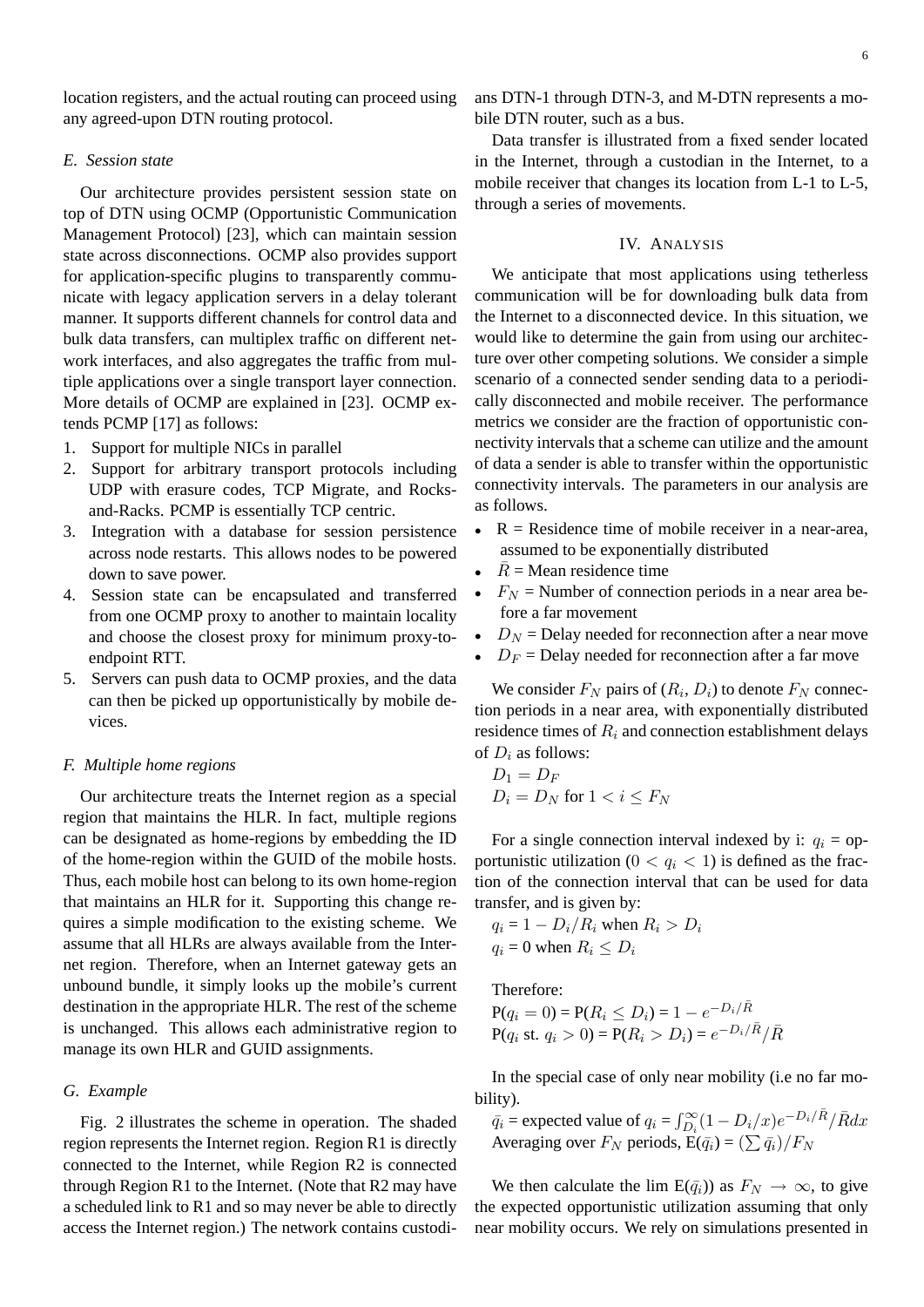location registers, and the actual routing can proceed using any agreed-upon DTN routing protocol.

### E. Session state

Our architecture provides persistent session state on top of DTN using OCMP (Opportunistic Communication Management Protocol) [23], which can maintain session state across disconnections. OCMP also provides support for application-specific plugins to transparently communicate with legacy application servers in a delay tolerant manner. It supports different channels for control data and bulk data transfers, can multiplex traffic on different network interfaces, and also aggregates the traffic from multiple applications over a single transport layer connection. More details of OCMP are explained in [23]. OCMP extends PCMP [17] as follows:

1. Support for multiple NICs in parallel
2. Support for arbitrary transport protocols including UDP with erasure codes, TCP Migrate, and Rocks-and-Racks. PCMP is essentially TCP centric.
3. Integration with a database for session persistence across node restarts. This allows nodes to be powered down to save power.
4. Session state can be encapsulated and transferred from one OCMP proxy to another to maintain locality and choose the closest proxy for minimum proxy-to-endpoint RTT.
5. Servers can push data to OCMP proxies, and the data can then be picked up opportunistically by mobile devices.

### F. Multiple home regions

Our architecture treats the Internet region as a special region that maintains the HLR. In fact, multiple regions can be designated as home-regions by embedding the ID of the home-region within the GUID of the mobile hosts. Thus, each mobile host can belong to its own home-region that maintains an HLR for it. Supporting this change requires a simple modification to the existing scheme. We assume that all HLRs are always available from the Internet region. Therefore, when an Internet gateway gets an unbound bundle, it simply looks up the mobile's current destination in the appropriate HLR. The rest of the scheme is unchanged. This allows each administrative region to manage its own HLR and GUID assignments.

### G. Example

Fig. 2 illustrates the scheme in operation. The shaded region represents the Internet region. Region R1 is directly connected to the Internet, while Region R2 is connected through Region R1 to the Internet. (Note that R2 may have a scheduled link to R1 and so may never be able to directly access the Internet region.) The network contains custodians DTN-1 through DTN-3, and M-DTN represents a mobile DTN router, such as a bus.

Data transfer is illustrated from a fixed sender located in the Internet, through a custodian in the Internet, to a mobile receiver that changes its location from L-1 to L-5, through a series of movements.

## IV. Analysis

We anticipate that most applications using tetherless communication will be for downloading bulk data from the Internet to a disconnected device. In this situation, we would like to determine the gain from using our architecture over other competing solutions. We consider a simple scenario of a connected sender sending data to a periodically disconnected and mobile receiver. The performance metrics we consider are the fraction of opportunistic connectivity intervals that a scheme can utilize and the amount of data a sender is able to transfer within the opportunistic connectivity intervals. The parameters in our analysis are as follows.

- R = Residence time of mobile receiver in a near-area, assumed to be exponentially distributed
- $\bar{R}$ = Mean residence time
- $F_N$ = Number of connection periods in a near area before a far movement
- $D_N$ = Delay needed for reconnection after a near move
- $D_F$ = Delay needed for reconnection after a far move

We consider $F_N$ pairs of ($R_i$, $D_i$) to denote $F_N$ connection periods in a near area, with exponentially distributed residence times of $R_i$ and connection establishment delays of $D_i$ as follows:

$D_1 = D_F$
$D_i = D_N$ for $1 < i \leq F_N$

For a single connection interval indexed by i: $q_i$ = opportunistic utilization ($0 < q_i < 1$) is defined as the fraction of the connection interval that can be used for data transfer, and is given by:

$q_i = 1 - D_i/R_i$ when $R_i > D_i$
$q_i = 0$ when $R_i \leq D_i$

Therefore:
$P(q_i = 0) = P(R_i \leq D_i) = 1 - e^{-D_i/\bar{R}}$
$P(q_i \text{ st. } q_i > 0) = P(R_i > D_i) = e^{-D_i/\bar{R}}/\bar{R}$

In the special case of only near mobility (i.e no far mobility).

$\bar{q}_i$ = expected value of $q_i = \int_{D_i}^{\infty}(1 - D_i/x)e^{-D_i/\bar{R}}/\bar{R}dx$
Averaging over $F_N$ periods, $E(\bar{q}_i) = (\sum \bar{q}_i)/F_N$

We then calculate the lim $E(\bar{q}_i))$ as $F_N \rightarrow \infty$, to give the expected opportunistic utilization assuming that only near mobility occurs. We rely on simulations presented in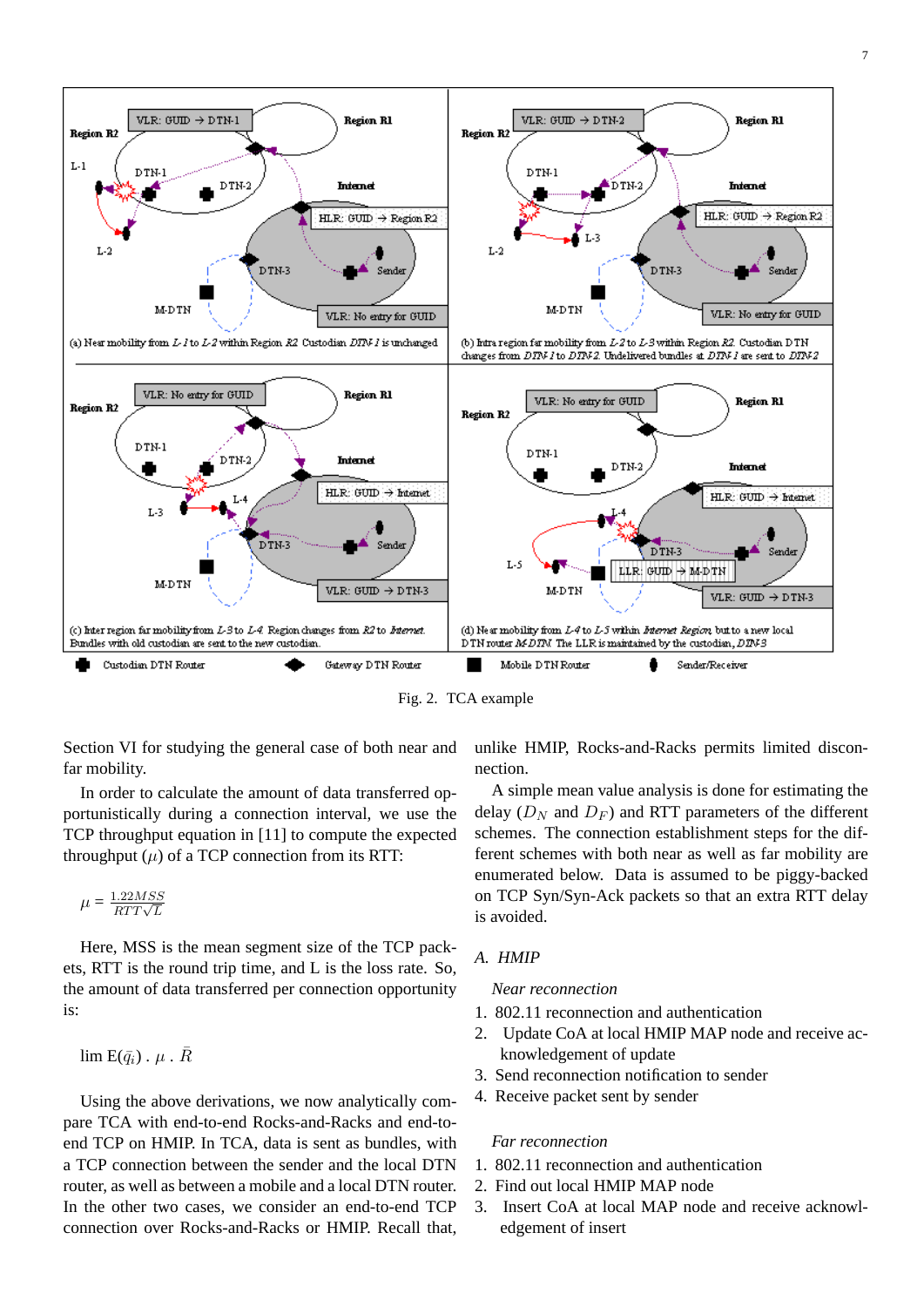Fig. 2. TCA example

Section VI for studying the general case of both near and far mobility.

In order to calculate the amount of data transferred opportunistically during a connection interval, we use the TCP throughput equation in [11] to compute the expected throughput ($\mu$) of a TCP connection from its RTT:

$$\mu = \frac{1.22MSS}{RTT\sqrt{L}}$$

Here, MSS is the mean segment size of the TCP packets, RTT is the round trip time, and L is the loss rate. So, the amount of data transferred per connection opportunity is:

$$\lim \mathrm{E}(\bar{q}_i) \;.\; \mu \;.\; \bar{R}$$

Using the above derivations, we now analytically compare TCA with end-to-end Rocks-and-Racks and end-to-end TCP on HMIP. In TCA, data is sent as bundles, with a TCP connection between the sender and the local DTN router, as well as between a mobile and a local DTN router. In the other two cases, we consider an end-to-end TCP connection over Rocks-and-Racks or HMIP. Recall that, unlike HMIP, Rocks-and-Racks permits limited disconnection.

A simple mean value analysis is done for estimating the delay ($D_N$ and $D_F$) and RTT parameters of the different schemes. The connection establishment steps for the different schemes with both near as well as far mobility are enumerated below. Data is assumed to be piggy-backed on TCP Syn/Syn-Ack packets so that an extra RTT delay is avoided.

## A. HMIP

*Near reconnection*

1. 802.11 reconnection and authentication
2. Update CoA at local HMIP MAP node and receive acknowledgement of update
3. Send reconnection notification to sender
4. Receive packet sent by sender

*Far reconnection*

1. 802.11 reconnection and authentication
2. Find out local HMIP MAP node
3. Insert CoA at local MAP node and receive acknowledgement of insert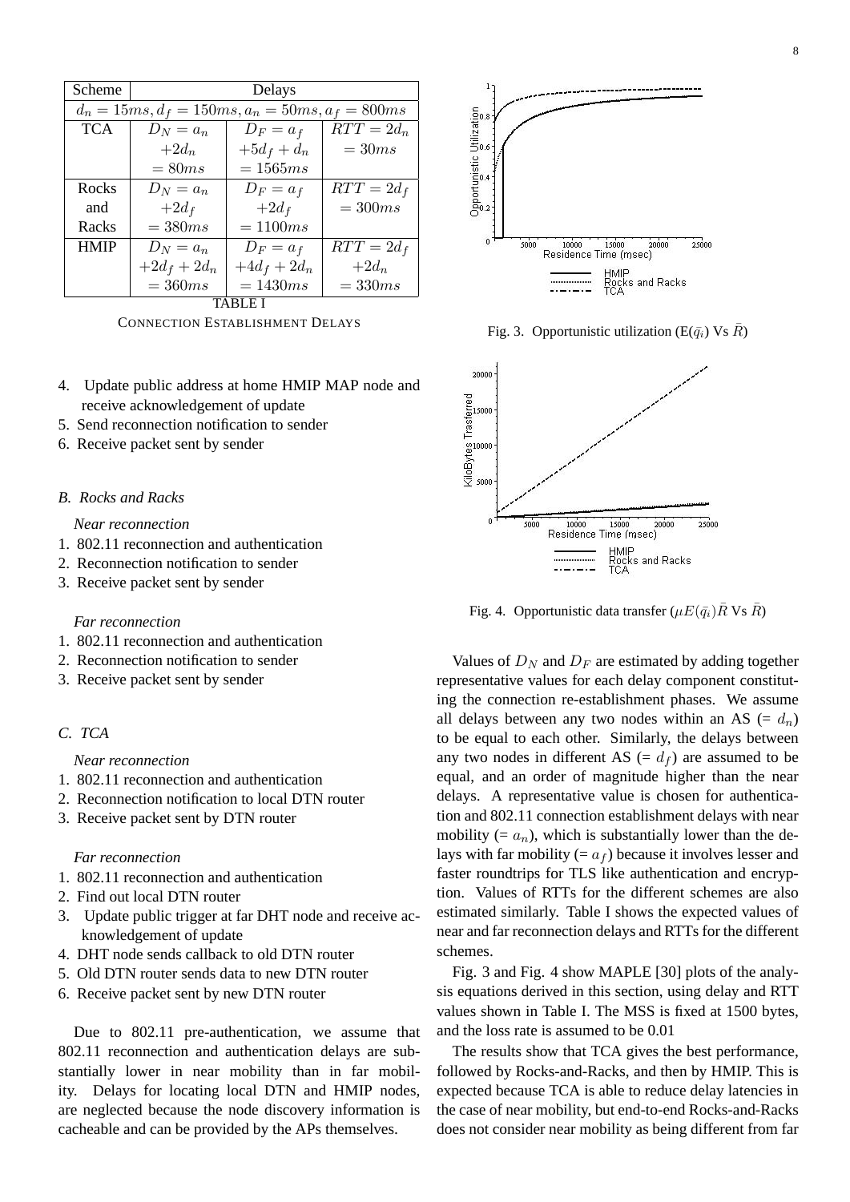| Scheme | Delays | | |
|---|---|---|---|
| | $d_n = 15ms, d_f = 150ms, a_n = 50ms, a_f = 800ms$ | | |
| TCA | $D_N = a_n$ $+2d_n$ $= 80ms$ | $D_F = a_f$ $+5d_f + d_n$ $= 1565ms$ | $RTT = 2d_n$ $= 30ms$ |
| Rocks and Racks | $D_N = a_n$ $+2d_f$ $= 380ms$ | $D_F = a_f$ $+2d_f$ $= 1100ms$ | $RTT = 2d_f$ $= 300ms$ |
| HMIP | $D_N = a_n$ $+2d_f + 2d_n$ $= 360ms$ | $D_F = a_f$ $+4d_f + 2d_n$ $= 1430ms$ | $RTT = 2d_f$ $+2d_n$ $= 330ms$ |

TABLE I
CONNECTION ESTABLISHMENT DELAYS

4. Update public address at home HMIP MAP node and receive acknowledgement of update
5. Send reconnection notification to sender
6. Receive packet sent by sender

### *B. Rocks and Racks*

*Near reconnection*

1. 802.11 reconnection and authentication
2. Reconnection notification to sender
3. Receive packet sent by sender

*Far reconnection*

1. 802.11 reconnection and authentication
2. Reconnection notification to sender
3. Receive packet sent by sender

### *C. TCA*

*Near reconnection*

1. 802.11 reconnection and authentication
2. Reconnection notification to local DTN router
3. Receive packet sent by DTN router

*Far reconnection*

1. 802.11 reconnection and authentication
2. Find out local DTN router
3. Update public trigger at far DHT node and receive acknowledgement of update
4. DHT node sends callback to old DTN router
5. Old DTN router sends data to new DTN router
6. Receive packet sent by new DTN router

Due to 802.11 pre-authentication, we assume that 802.11 reconnection and authentication delays are substantially lower in near mobility than in far mobility. Delays for locating local DTN and HMIP nodes, are neglected because the node discovery information is cacheable and can be provided by the APs themselves.

Fig. 3. Opportunistic utilization (E($\bar{q}_i$) Vs $\bar{R}$)

Fig. 4. Opportunistic data transfer ($\mu E(\bar{q}_i)\bar{R}$ Vs $\bar{R}$)

Values of $D_N$ and $D_F$ are estimated by adding together representative values for each delay component constituting the connection re-establishment phases. We assume all delays between any two nodes within an AS (= $d_n$) to be equal to each other. Similarly, the delays between any two nodes in different AS (= $d_f$) are assumed to be equal, and an order of magnitude higher than the near delays. A representative value is chosen for authentication and 802.11 connection establishment delays with near mobility (= $a_n$), which is substantially lower than the delays with far mobility (= $a_f$) because it involves lesser and faster roundtrips for TLS like authentication and encryption. Values of RTTs for the different schemes are also estimated similarly. Table I shows the expected values of near and far reconnection delays and RTTs for the different schemes.

Fig. 3 and Fig. 4 show MAPLE [30] plots of the analysis equations derived in this section, using delay and RTT values shown in Table I. The MSS is fixed at 1500 bytes, and the loss rate is assumed to be 0.01

The results show that TCA gives the best performance, followed by Rocks-and-Racks, and then by HMIP. This is expected because TCA is able to reduce delay latencies in the case of near mobility, but end-to-end Rocks-and-Racks does not consider near mobility as being different from far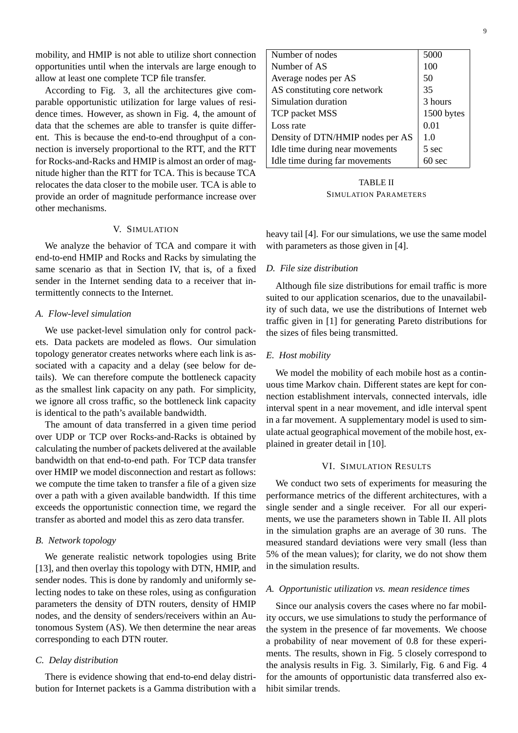mobility, and HMIP is not able to utilize short connection opportunities until when the intervals are large enough to allow at least one complete TCP file transfer.

According to Fig. 3, all the architectures give comparable opportunistic utilization for large values of residence times. However, as shown in Fig. 4, the amount of data that the schemes are able to transfer is quite different. This is because the end-to-end throughput of a connection is inversely proportional to the RTT, and the RTT for Rocks-and-Racks and HMIP is almost an order of magnitude higher than the RTT for TCA. This is because TCA relocates the data closer to the mobile user. TCA is able to provide an order of magnitude performance increase over other mechanisms.

## V. Simulation

We analyze the behavior of TCA and compare it with end-to-end HMIP and Rocks and Racks by simulating the same scenario as that in Section IV, that is, of a fixed sender in the Internet sending data to a receiver that intermittently connects to the Internet.

### A. Flow-level simulation

We use packet-level simulation only for control packets. Data packets are modeled as flows. Our simulation topology generator creates networks where each link is associated with a capacity and a delay (see below for details). We can therefore compute the bottleneck capacity as the smallest link capacity on any path. For simplicity, we ignore all cross traffic, so the bottleneck link capacity is identical to the path's available bandwidth.

The amount of data transferred in a given time period over UDP or TCP over Rocks-and-Racks is obtained by calculating the number of packets delivered at the available bandwidth on that end-to-end path. For TCP data transfer over HMIP we model disconnection and restart as follows: we compute the time taken to transfer a file of a given size over a path with a given available bandwidth. If this time exceeds the opportunistic connection time, we regard the transfer as aborted and model this as zero data transfer.

### B. Network topology

We generate realistic network topologies using Brite [13], and then overlay this topology with DTN, HMIP, and sender nodes. This is done by randomly and uniformly selecting nodes to take on these roles, using as configuration parameters the density of DTN routers, density of HMIP nodes, and the density of senders/receivers within an Autonomous System (AS). We then determine the near areas corresponding to each DTN router.

### C. Delay distribution

There is evidence showing that end-to-end delay distribution for Internet packets is a Gamma distribution with a heavy tail [4]. For our simulations, we use the same model with parameters as those given in [4].

| Number of nodes | 5000 |
|---|---|
| Number of AS | 100 |
| Average nodes per AS | 50 |
| AS constituting core network | 35 |
| Simulation duration | 3 hours |
| TCP packet MSS | 1500 bytes |
| Loss rate | 0.01 |
| Density of DTN/HMIP nodes per AS | 1.0 |
| Idle time during near movements | 5 sec |
| Idle time during far movements | 60 sec |

TABLE II
Simulation Parameters

### D. File size distribution

Although file size distributions for email traffic is more suited to our application scenarios, due to the unavailability of such data, we use the distributions of Internet web traffic given in [1] for generating Pareto distributions for the sizes of files being transmitted.

### E. Host mobility

We model the mobility of each mobile host as a continuous time Markov chain. Different states are kept for connection establishment intervals, connected intervals, idle interval spent in a near movement, and idle interval spent in a far movement. A supplementary model is used to simulate actual geographical movement of the mobile host, explained in greater detail in [10].

## VI. Simulation Results

We conduct two sets of experiments for measuring the performance metrics of the different architectures, with a single sender and a single receiver. For all our experiments, we use the parameters shown in Table II. All plots in the simulation graphs are an average of 30 runs. The measured standard deviations were very small (less than 5% of the mean values); for clarity, we do not show them in the simulation results.

### A. Opportunistic utilization vs. mean residence times

Since our analysis covers the cases where no far mobility occurs, we use simulations to study the performance of the system in the presence of far movements. We choose a probability of near movement of 0.8 for these experiments. The results, shown in Fig. 5 closely correspond to the analysis results in Fig. 3. Similarly, Fig. 6 and Fig. 4 for the amounts of opportunistic data transferred also exhibit similar trends.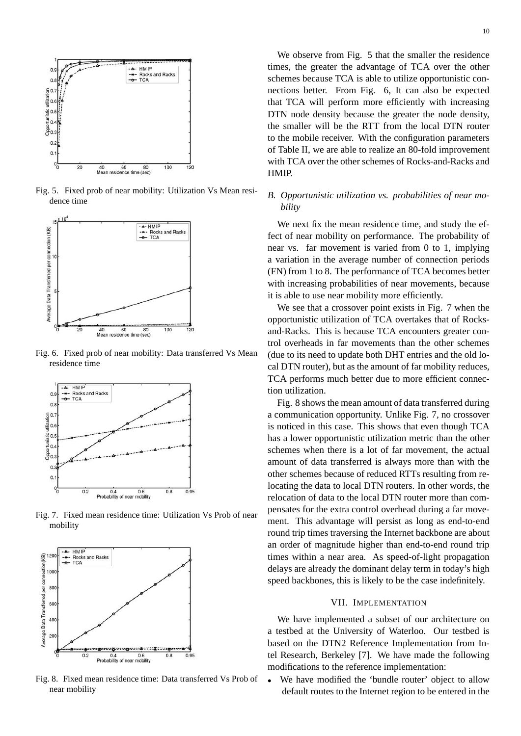Fig. 5. Fixed prob of near mobility: Utilization Vs Mean residence time

Fig. 6. Fixed prob of near mobility: Data transferred Vs Mean residence time

Fig. 7. Fixed mean residence time: Utilization Vs Prob of near mobility

Fig. 8. Fixed mean residence time: Data transferred Vs Prob of near mobility

We observe from Fig. 5 that the smaller the residence times, the greater the advantage of TCA over the other schemes because TCA is able to utilize opportunistic connections better. From Fig. 6, It can also be expected that TCA will perform more efficiently with increasing DTN node density because the greater the node density, the smaller will be the RTT from the local DTN router to the mobile receiver. With the configuration parameters of Table II, we are able to realize an 80-fold improvement with TCA over the other schemes of Rocks-and-Racks and HMIP.

### *B. Opportunistic utilization vs. probabilities of near mobility*

We next fix the mean residence time, and study the effect of near mobility on performance. The probability of near vs. far movement is varied from 0 to 1, implying a variation in the average number of connection periods (FN) from 1 to 8. The performance of TCA becomes better with increasing probabilities of near movements, because it is able to use near mobility more efficiently.

We see that a crossover point exists in Fig. 7 when the opportunistic utilization of TCA overtakes that of Rocks-and-Racks. This is because TCA encounters greater control overheads in far movements than the other schemes (due to its need to update both DHT entries and the old local DTN router), but as the amount of far mobility reduces, TCA performs much better due to more efficient connection utilization.

Fig. 8 shows the mean amount of data transferred during a communication opportunity. Unlike Fig. 7, no crossover is noticed in this case. This shows that even though TCA has a lower opportunistic utilization metric than the other schemes when there is a lot of far movement, the actual amount of data transferred is always more than with the other schemes because of reduced RTTs resulting from relocating the data to local DTN routers. In other words, the relocation of data to the local DTN router more than compensates for the extra control overhead during a far movement. This advantage will persist as long as end-to-end round trip times traversing the Internet backbone are about an order of magnitude higher than end-to-end round trip times within a near area. As speed-of-light propagation delays are already the dominant delay term in today's high speed backbones, this is likely to be the case indefinitely.

## VII. Implementation

We have implemented a subset of our architecture on a testbed at the University of Waterloo. Our testbed is based on the DTN2 Reference Implementation from Intel Research, Berkeley [7]. We have made the following modifications to the reference implementation:

- We have modified the 'bundle router' object to allow default routes to the Internet region to be entered in the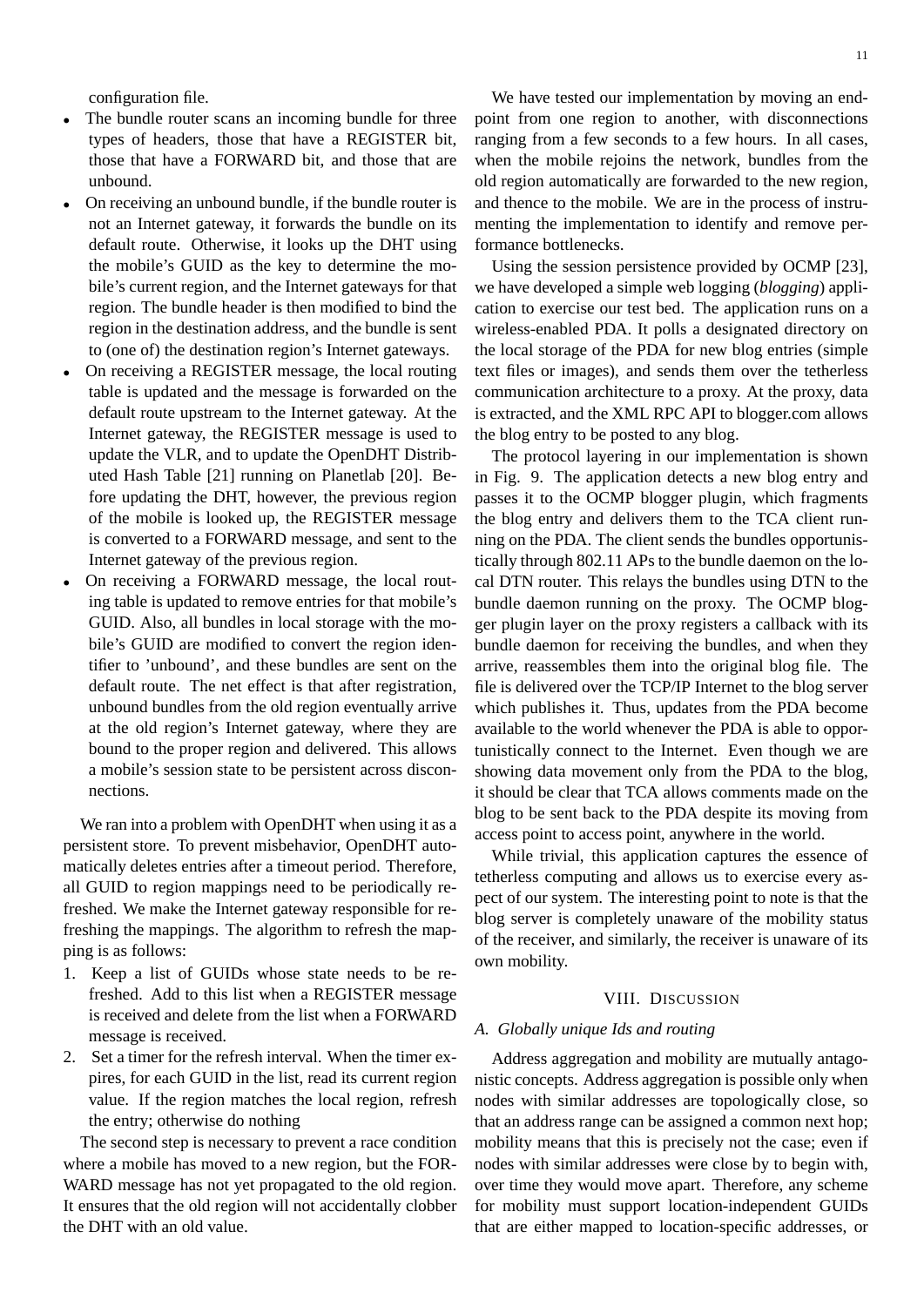configuration file.

- The bundle router scans an incoming bundle for three types of headers, those that have a REGISTER bit, those that have a FORWARD bit, and those that are unbound.
- On receiving an unbound bundle, if the bundle router is not an Internet gateway, it forwards the bundle on its default route. Otherwise, it looks up the DHT using the mobile's GUID as the key to determine the mobile's current region, and the Internet gateways for that region. The bundle header is then modified to bind the region in the destination address, and the bundle is sent to (one of) the destination region's Internet gateways.
- On receiving a REGISTER message, the local routing table is updated and the message is forwarded on the default route upstream to the Internet gateway. At the Internet gateway, the REGISTER message is used to update the VLR, and to update the OpenDHT Distributed Hash Table [21] running on Planetlab [20]. Before updating the DHT, however, the previous region of the mobile is looked up, the REGISTER message is converted to a FORWARD message, and sent to the Internet gateway of the previous region.
- On receiving a FORWARD message, the local routing table is updated to remove entries for that mobile's GUID. Also, all bundles in local storage with the mobile's GUID are modified to convert the region identifier to 'unbound', and these bundles are sent on the default route. The net effect is that after registration, unbound bundles from the old region eventually arrive at the old region's Internet gateway, where they are bound to the proper region and delivered. This allows a mobile's session state to be persistent across disconnections.

We ran into a problem with OpenDHT when using it as a persistent store. To prevent misbehavior, OpenDHT automatically deletes entries after a timeout period. Therefore, all GUID to region mappings need to be periodically refreshed. We make the Internet gateway responsible for refreshing the mappings. The algorithm to refresh the mapping is as follows:

1. Keep a list of GUIDs whose state needs to be refreshed. Add to this list when a REGISTER message is received and delete from the list when a FORWARD message is received.
2. Set a timer for the refresh interval. When the timer expires, for each GUID in the list, read its current region value. If the region matches the local region, refresh the entry; otherwise do nothing

The second step is necessary to prevent a race condition where a mobile has moved to a new region, but the FORWARD message has not yet propagated to the old region. It ensures that the old region will not accidentally clobber the DHT with an old value.

We have tested our implementation by moving an endpoint from one region to another, with disconnections ranging from a few seconds to a few hours. In all cases, when the mobile rejoins the network, bundles from the old region automatically are forwarded to the new region, and thence to the mobile. We are in the process of instrumenting the implementation to identify and remove performance bottlenecks.

Using the session persistence provided by OCMP [23], we have developed a simple web logging (*blogging*) application to exercise our test bed. The application runs on a wireless-enabled PDA. It polls a designated directory on the local storage of the PDA for new blog entries (simple text files or images), and sends them over the tetherless communication architecture to a proxy. At the proxy, data is extracted, and the XML RPC API to blogger.com allows the blog entry to be posted to any blog.

The protocol layering in our implementation is shown in Fig. 9. The application detects a new blog entry and passes it to the OCMP blogger plugin, which fragments the blog entry and delivers them to the TCA client running on the PDA. The client sends the bundles opportunistically through 802.11 APs to the bundle daemon on the local DTN router. This relays the bundles using DTN to the bundle daemon running on the proxy. The OCMP blogger plugin layer on the proxy registers a callback with its bundle daemon for receiving the bundles, and when they arrive, reassembles them into the original blog file. The file is delivered over the TCP/IP Internet to the blog server which publishes it. Thus, updates from the PDA become available to the world whenever the PDA is able to opportunistically connect to the Internet. Even though we are showing data movement only from the PDA to the blog, it should be clear that TCA allows comments made on the blog to be sent back to the PDA despite its moving from access point to access point, anywhere in the world.

While trivial, this application captures the essence of tetherless computing and allows us to exercise every aspect of our system. The interesting point to note is that the blog server is completely unaware of the mobility status of the receiver, and similarly, the receiver is unaware of its own mobility.

## VIII. Discussion

### A. Globally unique Ids and routing

Address aggregation and mobility are mutually antagonistic concepts. Address aggregation is possible only when nodes with similar addresses are topologically close, so that an address range can be assigned a common next hop; mobility means that this is precisely not the case; even if nodes with similar addresses were close by to begin with, over time they would move apart. Therefore, any scheme for mobility must support location-independent GUIDs that are either mapped to location-specific addresses, or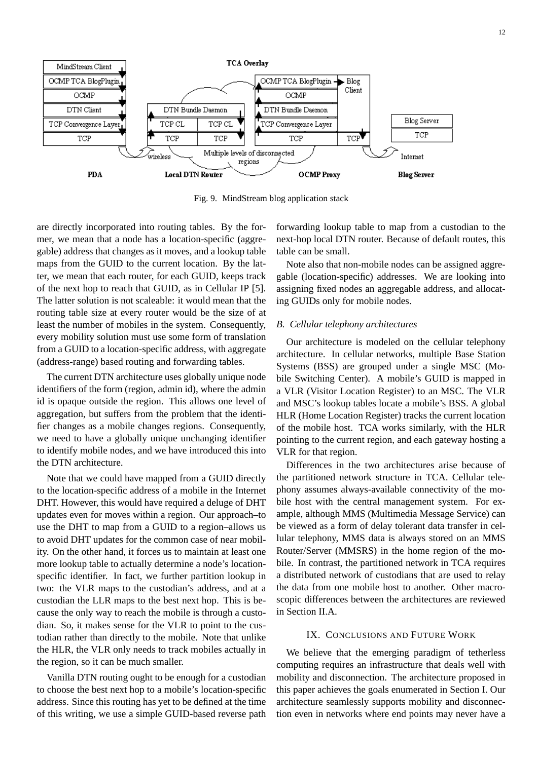Fig. 9. MindStream blog application stack

are directly incorporated into routing tables. By the former, we mean that a node has a location-specific (aggregable) address that changes as it moves, and a lookup table maps from the GUID to the current location. By the latter, we mean that each router, for each GUID, keeps track of the next hop to reach that GUID, as in Cellular IP [5]. The latter solution is not scaleable: it would mean that the routing table size at every router would be the size of at least the number of mobiles in the system. Consequently, every mobility solution must use some form of translation from a GUID to a location-specific address, with aggregate (address-range) based routing and forwarding tables.

The current DTN architecture uses globally unique node identifiers of the form (region, admin id), where the admin id is opaque outside the region. This allows one level of aggregation, but suffers from the problem that the identifier changes as a mobile changes regions. Consequently, we need to have a globally unique unchanging identifier to identify mobile nodes, and we have introduced this into the DTN architecture.

Note that we could have mapped from a GUID directly to the location-specific address of a mobile in the Internet DHT. However, this would have required a deluge of DHT updates even for moves within a region. Our approach–to use the DHT to map from a GUID to a region–allows us to avoid DHT updates for the common case of near mobility. On the other hand, it forces us to maintain at least one more lookup table to actually determine a node's location-specific identifier. In fact, we further partition lookup in two: the VLR maps to the custodian's address, and at a custodian the LLR maps to the best next hop. This is because the only way to reach the mobile is through a custodian. So, it makes sense for the VLR to point to the custodian rather than directly to the mobile. Note that unlike the HLR, the VLR only needs to track mobiles actually in the region, so it can be much smaller.

Vanilla DTN routing ought to be enough for a custodian to choose the best next hop to a mobile's location-specific address. Since this routing has yet to be defined at the time of this writing, we use a simple GUID-based reverse path forwarding lookup table to map from a custodian to the next-hop local DTN router. Because of default routes, this table can be small.

Note also that non-mobile nodes can be assigned aggregable (location-specific) addresses. We are looking into assigning fixed nodes an aggregable address, and allocating GUIDs only for mobile nodes.

### *B. Cellular telephony architectures*

Our architecture is modeled on the cellular telephony architecture. In cellular networks, multiple Base Station Systems (BSS) are grouped under a single MSC (Mobile Switching Center). A mobile's GUID is mapped in a VLR (Visitor Location Register) to an MSC. The VLR and MSC's lookup tables locate a mobile's BSS. A global HLR (Home Location Register) tracks the current location of the mobile host. TCA works similarly, with the HLR pointing to the current region, and each gateway hosting a VLR for that region.

Differences in the two architectures arise because of the partitioned network structure in TCA. Cellular telephony assumes always-available connectivity of the mobile host with the central management system. For example, although MMS (Multimedia Message Service) can be viewed as a form of delay tolerant data transfer in cellular telephony, MMS data is always stored on an MMS Router/Server (MMSRS) in the home region of the mobile. In contrast, the partitioned network in TCA requires a distributed network of custodians that are used to relay the data from one mobile host to another. Other macroscopic differences between the architectures are reviewed in Section II.A.

## IX. Conclusions and Future Work

We believe that the emerging paradigm of tetherless computing requires an infrastructure that deals well with mobility and disconnection. The architecture proposed in this paper achieves the goals enumerated in Section I. Our architecture seamlessly supports mobility and disconnection even in networks where end points may never have a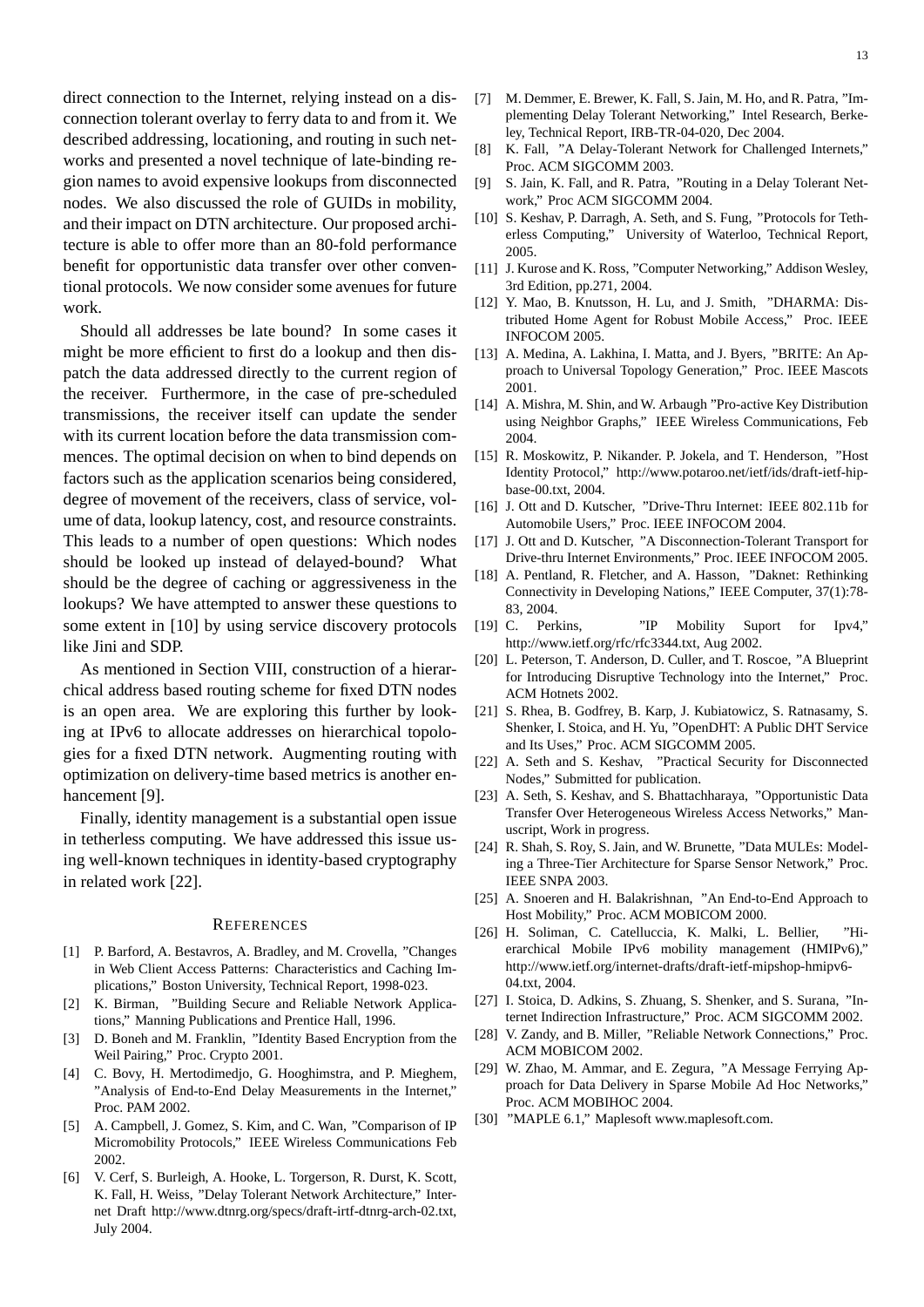direct connection to the Internet, relying instead on a disconnection tolerant overlay to ferry data to and from it. We described addressing, locationing, and routing in such networks and presented a novel technique of late-binding region names to avoid expensive lookups from disconnected nodes. We also discussed the role of GUIDs in mobility, and their impact on DTN architecture. Our proposed architecture is able to offer more than an 80-fold performance benefit for opportunistic data transfer over other conventional protocols. We now consider some avenues for future work.

Should all addresses be late bound? In some cases it might be more efficient to first do a lookup and then dispatch the data addressed directly to the current region of the receiver. Furthermore, in the case of pre-scheduled transmissions, the receiver itself can update the sender with its current location before the data transmission commences. The optimal decision on when to bind depends on factors such as the application scenarios being considered, degree of movement of the receivers, class of service, volume of data, lookup latency, cost, and resource constraints. This leads to a number of open questions: Which nodes should be looked up instead of delayed-bound? What should be the degree of caching or aggressiveness in the lookups? We have attempted to answer these questions to some extent in [10] by using service discovery protocols like Jini and SDP.

As mentioned in Section VIII, construction of a hierarchical address based routing scheme for fixed DTN nodes is an open area. We are exploring this further by looking at IPv6 to allocate addresses on hierarchical topologies for a fixed DTN network. Augmenting routing with optimization on delivery-time based metrics is another enhancement [9].

Finally, identity management is a substantial open issue in tetherless computing. We have addressed this issue using well-known techniques in identity-based cryptography in related work [22].

## References

[1] P. Barford, A. Bestavros, A. Bradley, and M. Crovella, "Changes in Web Client Access Patterns: Characteristics and Caching Implications," Boston University, Technical Report, 1998-023.

[2] K. Birman, "Building Secure and Reliable Network Applications," Manning Publications and Prentice Hall, 1996.

[3] D. Boneh and M. Franklin, "Identity Based Encryption from the Weil Pairing," Proc. Crypto 2001.

[4] C. Bovy, H. Mertodimedjo, G. Hooghimstra, and P. Mieghem, "Analysis of End-to-End Delay Measurements in the Internet," Proc. PAM 2002.

[5] A. Campbell, J. Gomez, S. Kim, and C. Wan, "Comparison of IP Micromobility Protocols," IEEE Wireless Communications Feb 2002.

[6] V. Cerf, S. Burleigh, A. Hooke, L. Torgerson, R. Durst, K. Scott, K. Fall, H. Weiss, "Delay Tolerant Network Architecture," Internet Draft http://www.dtnrg.org/specs/draft-irtf-dtnrg-arch-02.txt, July 2004.

[7] M. Demmer, E. Brewer, K. Fall, S. Jain, M. Ho, and R. Patra, "Implementing Delay Tolerant Networking," Intel Research, Berkeley, Technical Report, IRB-TR-04-020, Dec 2004.

[8] K. Fall, "A Delay-Tolerant Network for Challenged Internets," Proc. ACM SIGCOMM 2003.

[9] S. Jain, K. Fall, and R. Patra, "Routing in a Delay Tolerant Network," Proc ACM SIGCOMM 2004.

[10] S. Keshav, P. Darragh, A. Seth, and S. Fung, "Protocols for Tetherless Computing," University of Waterloo, Technical Report, 2005.

[11] J. Kurose and K. Ross, "Computer Networking," Addison Wesley, 3rd Edition, pp.271, 2004.

[12] Y. Mao, B. Knutsson, H. Lu, and J. Smith, "DHARMA: Distributed Home Agent for Robust Mobile Access," Proc. IEEE INFOCOM 2005.

[13] A. Medina, A. Lakhina, I. Matta, and J. Byers, "BRITE: An Approach to Universal Topology Generation," Proc. IEEE Mascots 2001.

[14] A. Mishra, M. Shin, and W. Arbaugh "Pro-active Key Distribution using Neighbor Graphs," IEEE Wireless Communications, Feb 2004.

[15] R. Moskowitz, P. Nikander. P. Jokela, and T. Henderson, "Host Identity Protocol," http://www.potaroo.net/ietf/ids/draft-ietf-hip-base-00.txt, 2004.

[16] J. Ott and D. Kutscher, "Drive-Thru Internet: IEEE 802.11b for Automobile Users," Proc. IEEE INFOCOM 2004.

[17] J. Ott and D. Kutscher, "A Disconnection-Tolerant Transport for Drive-thru Internet Environments," Proc. IEEE INFOCOM 2005.

[18] A. Pentland, R. Fletcher, and A. Hasson, "Daknet: Rethinking Connectivity in Developing Nations," IEEE Computer, 37(1):78-83, 2004.

[19] C. Perkins, "IP Mobility Suport for Ipv4," http://www.ietf.org/rfc/rfc3344.txt, Aug 2002.

[20] L. Peterson, T. Anderson, D. Culler, and T. Roscoe, "A Blueprint for Introducing Disruptive Technology into the Internet," Proc. ACM Hotnets 2002.

[21] S. Rhea, B. Godfrey, B. Karp, J. Kubiatowicz, S. Ratnasamy, S. Shenker, I. Stoica, and H. Yu, "OpenDHT: A Public DHT Service and Its Uses," Proc. ACM SIGCOMM 2005.

[22] A. Seth and S. Keshav, "Practical Security for Disconnected Nodes," Submitted for publication.

[23] A. Seth, S. Keshav, and S. Bhattachharaya, "Opportunistic Data Transfer Over Heterogeneous Wireless Access Networks," Manuscript, Work in progress.

[24] R. Shah, S. Roy, S. Jain, and W. Brunette, "Data MULEs: Modeling a Three-Tier Architecture for Sparse Sensor Network," Proc. IEEE SNPA 2003.

[25] A. Snoeren and H. Balakrishnan, "An End-to-End Approach to Host Mobility," Proc. ACM MOBICOM 2000.

[26] H. Soliman, C. Catelluccia, K. Malki, L. Bellier, "Hierarchical Mobile IPv6 mobility management (HMIPv6)," http://www.ietf.org/internet-drafts/draft-ietf-mipshop-hmipv6-04.txt, 2004.

[27] I. Stoica, D. Adkins, S. Zhuang, S. Shenker, and S. Surana, "Internet Indirection Infrastructure," Proc. ACM SIGCOMM 2002.

[28] V. Zandy, and B. Miller, "Reliable Network Connections," Proc. ACM MOBICOM 2002.

[29] W. Zhao, M. Ammar, and E. Zegura, "A Message Ferrying Approach for Data Delivery in Sparse Mobile Ad Hoc Networks," Proc. ACM MOBIHOC 2004.

[30] "MAPLE 6.1," Maplesoft www.maplesoft.com.